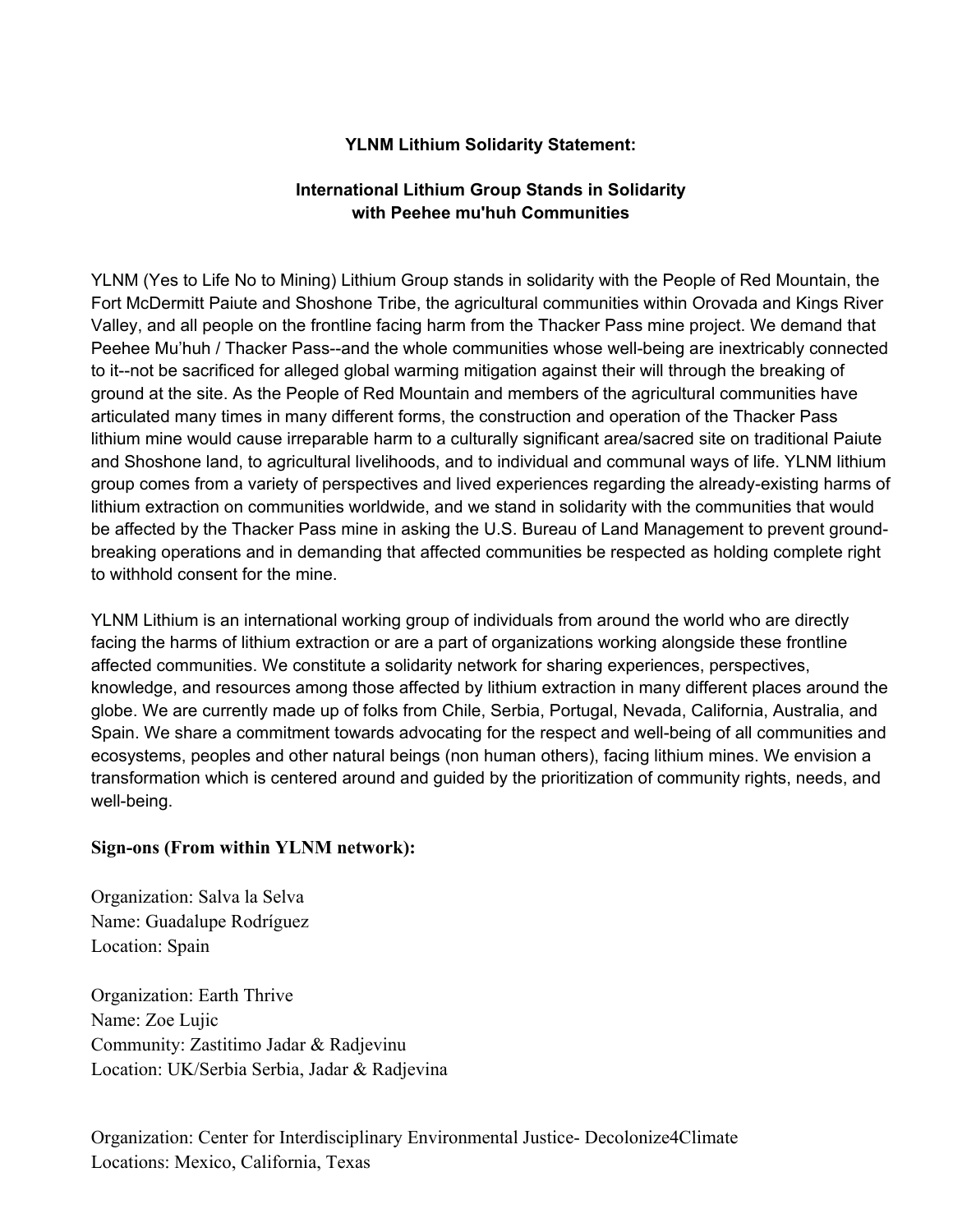**YLNM Lithium Solidarity Statement:**

**International Lithium Group Stands in Solidarity with Peehee mu'huh Communities**

YLNM (Yes to Life No to Mining) Lithium Group stands in solidarity with the People of Red Mountain, the Fort McDermitt Paiute and Shoshone Tribe, the agricultural communities within Orovada and Kings River Valley, and all people on the frontline facing harm from the Thacker Pass mine project. We demand that Peehee Mu'huh / Thacker Pass--and the whole communities whose well-being are inextricably connected to it--not be sacrificed for alleged global warming mitigation against their will through the breaking of ground at the site. As the People of Red Mountain and members of the agricultural communities have articulated many times in many different forms, the construction and operation of the Thacker Pass lithium mine would cause irreparable harm to a culturally significant area/sacred site on traditional Paiute and Shoshone land, to agricultural livelihoods, and to individual and communal ways of life. YLNM lithium group comes from a variety of perspectives and lived experiences regarding the already-existing harms of lithium extraction on communities worldwide, and we stand in solidarity with the communities that would be affected by the Thacker Pass mine in asking the U.S. Bureau of Land Management to prevent ground-breaking operations and in demanding that affected communities be respected as holding complete right to withhold consent for the mine.

YLNM Lithium is an international working group of individuals from around the world who are directly facing the harms of lithium extraction or are a part of organizations working alongside these frontline affected communities. We constitute a solidarity network for sharing experiences, perspectives, knowledge, and resources among those affected by lithium extraction in many different places around the globe. We are currently made up of folks from Chile, Serbia, Portugal, Nevada, California, Australia, and Spain. We share a commitment towards advocating for the respect and well-being of all communities and ecosystems, peoples and other natural beings (non human others), facing lithium mines. We envision a transformation which is centered around and guided by the prioritization of community rights, needs, and well-being.

**Sign-ons (From within YLNM network):**

Organization: Salva la Selva
Name: Guadalupe Rodríguez
Location: Spain

Organization: Earth Thrive
Name: Zoe Lujic
Community: Zastitimo Jadar & Radjevinu
Location: UK/Serbia Serbia, Jadar & Radjevina

Organization: Center for Interdisciplinary Environmental Justice- Decolonize4Climate
Locations: Mexico, California, Texas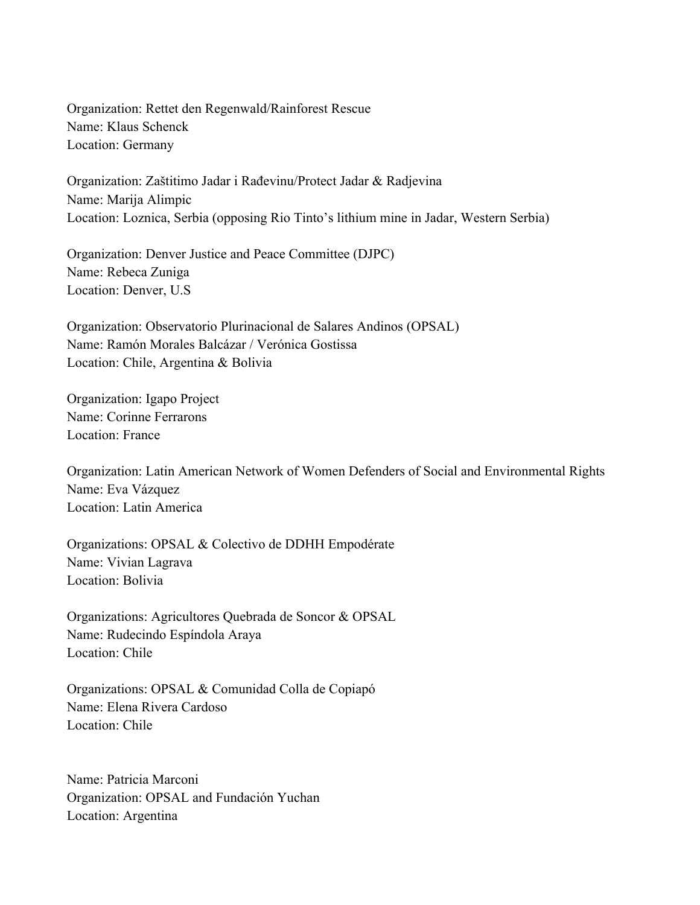Organization: Rettet den Regenwald/Rainforest Rescue
Name: Klaus Schenck
Location: Germany

Organization: Zaštitimo Jadar i Rađevinu/Protect Jadar & Radjevina
Name: Marija Alimpic
Location: Loznica, Serbia (opposing Rio Tinto's lithium mine in Jadar, Western Serbia)

Organization: Denver Justice and Peace Committee (DJPC)
Name: Rebeca Zuniga
Location: Denver, U.S

Organization: Observatorio Plurinacional de Salares Andinos (OPSAL)
Name: Ramón Morales Balcázar / Verónica Gostissa
Location: Chile, Argentina & Bolivia

Organization: Igapo Project
Name: Corinne Ferrarons
Location: France

Organization: Latin American Network of Women Defenders of Social and Environmental Rights
Name: Eva Vázquez
Location: Latin America

Organizations: OPSAL & Colectivo de DDHH Empodérate
Name: Vivian Lagrava
Location: Bolivia

Organizations: Agricultores Quebrada de Soncor & OPSAL
Name: Rudecindo Espíndola Araya
Location: Chile

Organizations: OPSAL & Comunidad Colla de Copiapó
Name: Elena Rivera Cardoso
Location: Chile

Name: Patricia Marconi
Organization: OPSAL and Fundación Yuchan
Location: Argentina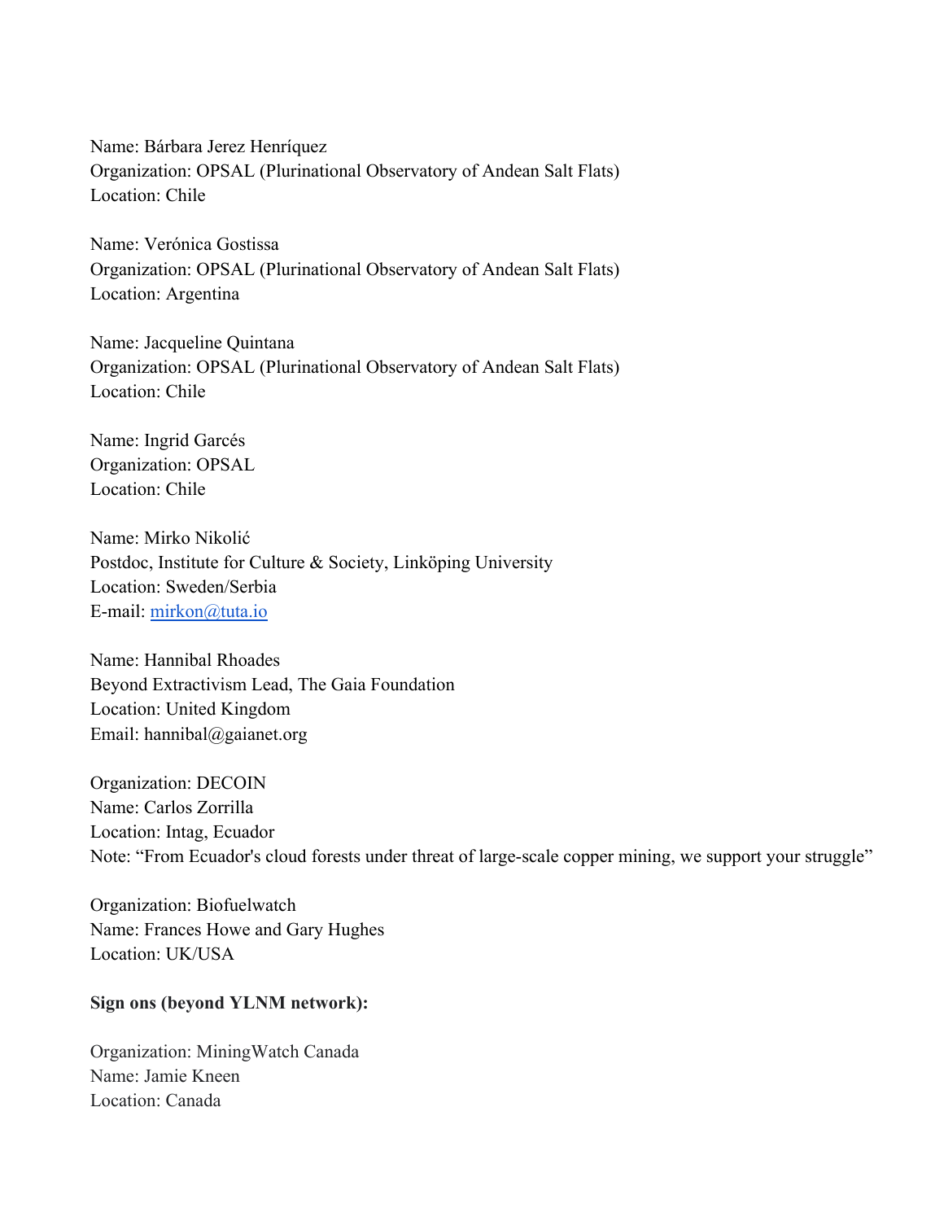Name: Bárbara Jerez Henríquez
Organization: OPSAL (Plurinational Observatory of Andean Salt Flats)
Location: Chile

Name: Verónica Gostissa
Organization: OPSAL (Plurinational Observatory of Andean Salt Flats)
Location: Argentina

Name: Jacqueline Quintana
Organization: OPSAL (Plurinational Observatory of Andean Salt Flats)
Location: Chile

Name: Ingrid Garcés
Organization: OPSAL
Location: Chile

Name: Mirko Nikolić
Postdoc, Institute for Culture & Society, Linköping University
Location: Sweden/Serbia
E-mail: mirkon@tuta.io

Name: Hannibal Rhoades
Beyond Extractivism Lead, The Gaia Foundation
Location: United Kingdom
Email: hannibal@gaianet.org

Organization: DECOIN
Name: Carlos Zorrilla
Location: Intag, Ecuador
Note: "From Ecuador's cloud forests under threat of large-scale copper mining, we support your struggle"

Organization: Biofuelwatch
Name: Frances Howe and Gary Hughes
Location: UK/USA

**Sign ons (beyond YLNM network):**

Organization: MiningWatch Canada
Name: Jamie Kneen
Location: Canada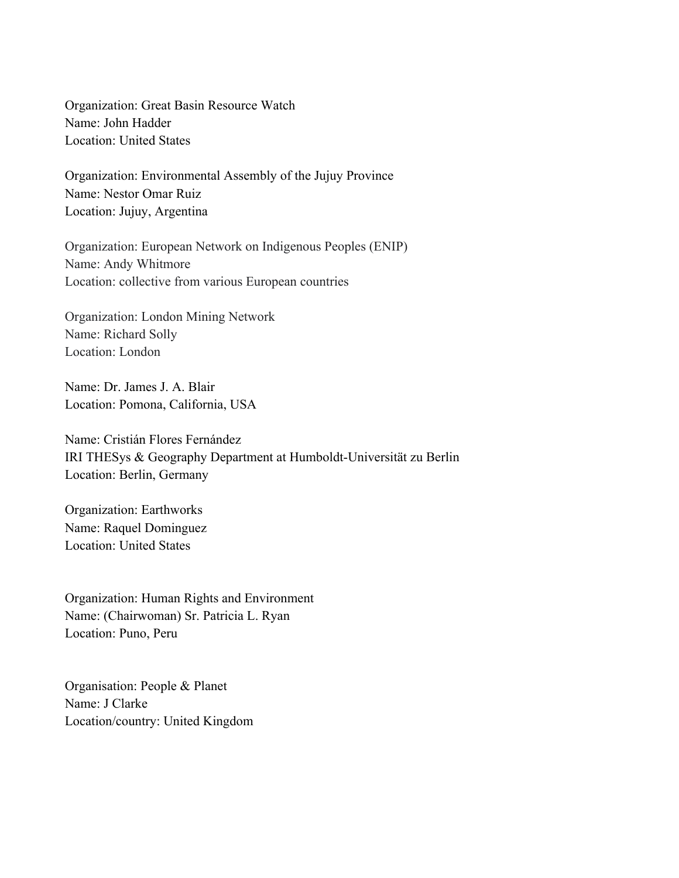Organization: Great Basin Resource Watch
Name: John Hadder
Location: United States

Organization: Environmental Assembly of the Jujuy Province
Name: Nestor Omar Ruiz
Location: Jujuy, Argentina

Organization: European Network on Indigenous Peoples (ENIP)
Name: Andy Whitmore
Location: collective from various European countries

Organization: London Mining Network
Name: Richard Solly
Location: London

Name: Dr. James J. A. Blair
Location: Pomona, California, USA

Name: Cristián Flores Fernández
IRI THESys & Geography Department at Humboldt-Universität zu Berlin
Location: Berlin, Germany

Organization: Earthworks
Name: Raquel Dominguez
Location: United States

Organization: Human Rights and Environment
Name: (Chairwoman) Sr. Patricia L. Ryan
Location: Puno, Peru

Organisation: People & Planet
Name: J Clarke
Location/country: United Kingdom